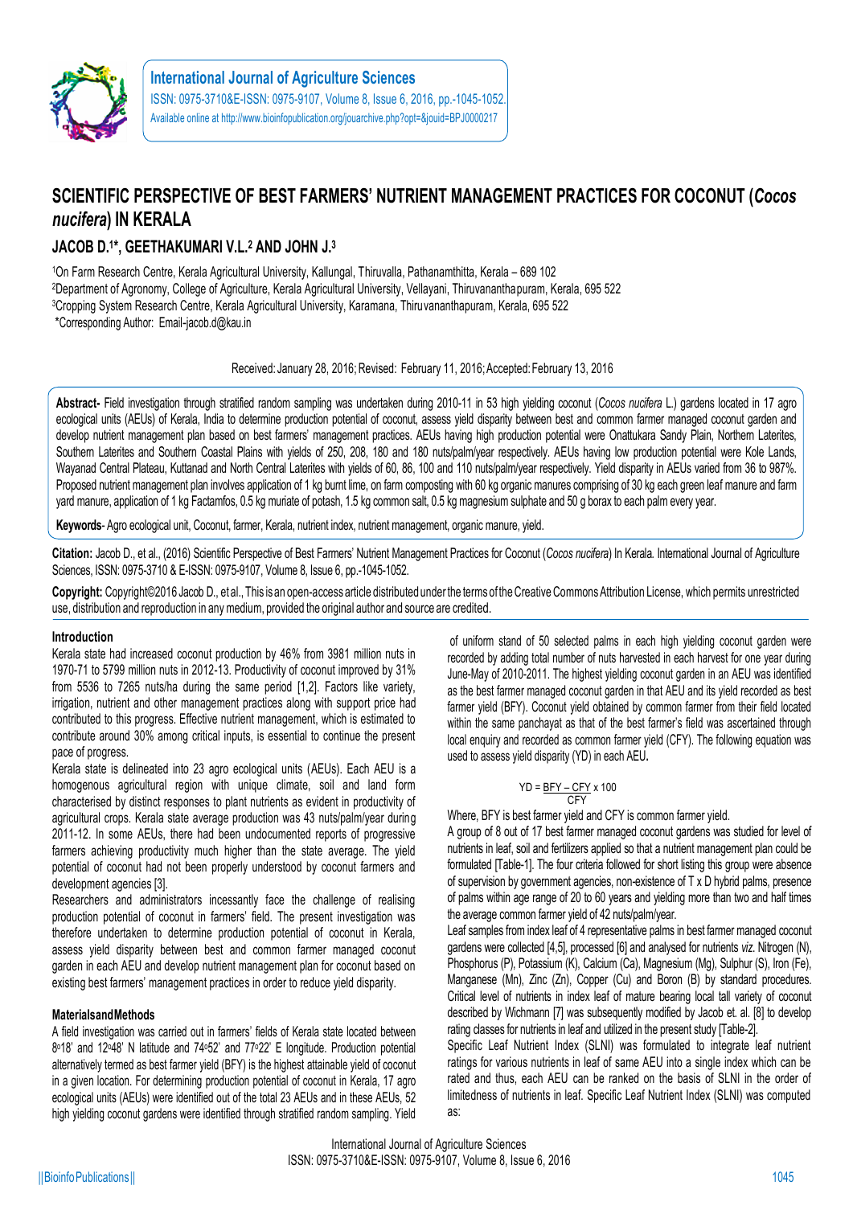# SCIENTIFIC PERSPECTIVE OF BEST FARMERS' NUTRIENT MANAGEMENT PRACTICES FOR COCONUT (*Cocos nucifera*) IN KERALA

## JACOB D.[1]*, GEETHAKUMARI V.L.[2] AND JOHN J.[3]

[1]On Farm Research Centre, Kerala Agricultural University, Kallungal, Thiruvalla, Pathanamthitta, Kerala – 689 102
[2]Department of Agronomy, College of Agriculture, Kerala Agricultural University, Vellayani, Thiruvananthapuram, Kerala, 695 522
[3]Cropping System Research Centre, Kerala Agricultural University, Karamana, Thiruvananthapuram, Kerala, 695 522
*Corresponding Author: Email-jacob.d@kau.in

Received: January 28, 2016; Revised: February 11, 2016; Accepted: February 13, 2016

**Abstract-** Field investigation through stratified random sampling was undertaken during 2010-11 in 53 high yielding coconut (*Cocos nucifera* L.) gardens located in 17 agro ecological units (AEUs) of Kerala, India to determine production potential of coconut, assess yield disparity between best and common farmer managed coconut garden and develop nutrient management plan based on best farmers' management practices. AEUs having high production potential were Onattukara Sandy Plain, Northern Laterites, Southern Laterites and Southern Coastal Plains with yields of 250, 208, 180 and 180 nuts/palm/year respectively. AEUs having low production potential were Kole Lands, Wayanad Central Plateau, Kuttanad and North Central Laterites with yields of 60, 86, 100 and 110 nuts/palm/year respectively. Yield disparity in AEUs varied from 36 to 987%. Proposed nutrient management plan involves application of 1 kg burnt lime, on farm composting with 60 kg organic manures comprising of 30 kg each green leaf manure and farm yard manure, application of 1 kg Factamfos, 0.5 kg muriate of potash, 1.5 kg common salt, 0.5 kg magnesium sulphate and 50 g borax to each palm every year.

**Keywords**- Agro ecological unit, Coconut, farmer, Kerala, nutrient index, nutrient management, organic manure, yield.

**Citation:** Jacob D., et al., (2016) Scientific Perspective of Best Farmers' Nutrient Management Practices for Coconut (*Cocos nucifera*) In Kerala. International Journal of Agriculture Sciences, ISSN: 0975-3710 & E-ISSN: 0975-9107, Volume 8, Issue 6, pp.-1045-1052.

**Copyright:** Copyright©2016 Jacob D., et al., This is an open-access article distributed under the terms of the Creative Commons Attribution License, which permits unrestricted use, distribution and reproduction in any medium, provided the original author and source are credited.

### Introduction

Kerala state had increased coconut production by 46% from 3981 million nuts in 1970-71 to 5799 million nuts in 2012-13. Productivity of coconut improved by 31% from 5536 to 7265 nuts/ha during the same period [1,2]. Factors like variety, irrigation, nutrient and other management practices along with support price had contributed to this progress. Effective nutrient management, which is estimated to contribute around 30% among critical inputs, is essential to continue the present pace of progress.

Kerala state is delineated into 23 agro ecological units (AEUs). Each AEU is a homogenous agricultural region with unique climate, soil and land form characterised by distinct responses to plant nutrients as evident in productivity of agricultural crops. Kerala state average production was 43 nuts/palm/year during 2011-12. In some AEUs, there had been undocumented reports of progressive farmers achieving productivity much higher than the state average. The yield potential of coconut had not been properly understood by coconut farmers and development agencies [3].

Researchers and administrators incessantly face the challenge of realising production potential of coconut in farmers' field. The present investigation was therefore undertaken to determine production potential of coconut in Kerala, assess yield disparity between best and common farmer managed coconut garden in each AEU and develop nutrient management plan for coconut based on existing best farmers' management practices in order to reduce yield disparity.

### Materials and Methods

A field investigation was carried out in farmers' fields of Kerala state located between 8°18' and 12°48' N latitude and 74°52' and 77°22' E longitude. Production potential alternatively termed as best farmer yield (BFY) is the highest attainable yield of coconut in a given location. For determining production potential of coconut in Kerala, 17 agro ecological units (AEUs) were identified out of the total 23 AEUs and in these AEUs, 52 high yielding coconut gardens were identified through stratified random sampling. Yield of uniform stand of 50 selected palms in each high yielding coconut garden were recorded by adding total number of nuts harvested in each harvest for one year during June-May of 2010-2011. The highest yielding coconut garden in an AEU was identified as the best farmer managed coconut garden in that AEU and its yield recorded as best farmer yield (BFY). Coconut yield obtained by common farmer from their field located within the same panchayat as that of the best farmer's field was ascertained through local enquiry and recorded as common farmer yield (CFY). The following equation was used to assess yield disparity (YD) in each AEU.

$$YD = \frac{BFY - CFY}{CFY} \times 100$$

Where, BFY is best farmer yield and CFY is common farmer yield.

A group of 8 out of 17 best farmer managed coconut gardens was studied for level of nutrients in leaf, soil and fertilizers applied so that a nutrient management plan could be formulated [Table-1]. The four criteria followed for short listing this group were absence of supervision by government agencies, non-existence of T x D hybrid palms, presence of palms within age range of 20 to 60 years and yielding more than two and half times the average common farmer yield of 42 nuts/palm/year.

Leaf samples from index leaf of 4 representative palms in best farmer managed coconut gardens were collected [4,5], processed [6] and analysed for nutrients *viz.* Nitrogen (N), Phosphorus (P), Potassium (K), Calcium (Ca), Magnesium (Mg), Sulphur (S), Iron (Fe), Manganese (Mn), Zinc (Zn), Copper (Cu) and Boron (B) by standard procedures. Critical level of nutrients in index leaf of mature bearing local tall variety of coconut described by Wichmann [7] was subsequently modified by Jacob et. al. [8] to develop rating classes for nutrients in leaf and utilized in the present study [Table-2].

Specific Leaf Nutrient Index (SLNI) was formulated to integrate leaf nutrient ratings for various nutrients in leaf of same AEU into a single index which can be rated and thus, each AEU can be ranked on the basis of SLNI in the order of limitedness of nutrients in leaf. Specific Leaf Nutrient Index (SLNI) was computed as: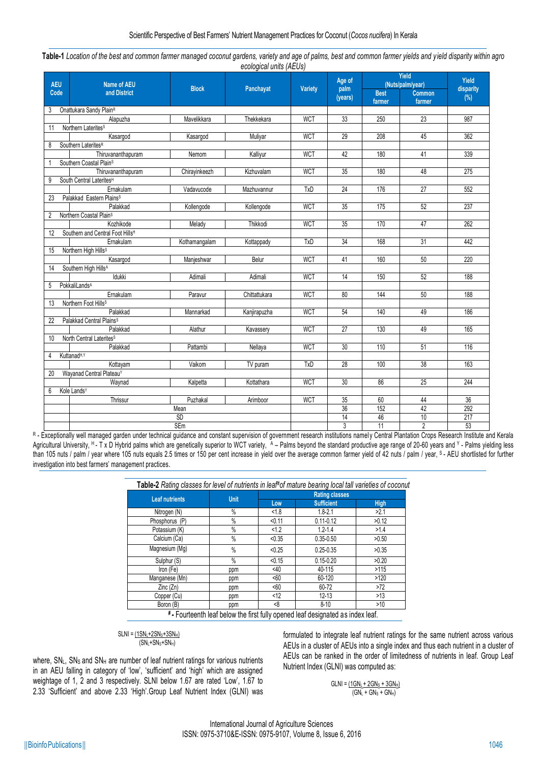**Table-1** *Location of the best and common farmer managed coconut gardens, variety and age of palms, best and common farmer yields and yield disparity within agro ecological units (AEUs)*

| AEU Code | Name of AEU and District | Block | Panchayat | Variety | Age of palm (years) | Yield (Nuts/palm/year) | | Yield disparity (%) |
|---|---|---|---|---|---|---|---|---|
| | | | | | | Best farmer | Common farmer | |
| 3 | Onattukara Sandy Plain[R] | | | | | | | |
| | Alapuzha | Mavelikkara | Thekkekara | WCT | 33 | 250 | 23 | 987 |
| 11 | Northern Laterites[S] | | | | | | | |
| | Kasargod | Kasargod | Muliyar | WCT | 29 | 208 | 45 | 362 |
| 8 | Southern Laterites[R] | | | | | | | |
| | Thiruvananthapuram | Nemom | Kalliyur | WCT | 42 | 180 | 41 | 339 |
| 1 | Southern Coastal Plain[S] | | | | | | | |
| | Thiruvananthapuram | Chirayinkeezh | Kizhuvalam | WCT | 35 | 180 | 48 | 275 |
| 9 | South Central Laterites[H] | | | | | | | |
| | Ernakulam | Vadavucode | Mazhuvannur | TxD | 24 | 176 | 27 | 552 |
| 23 | Palakkad Eastern Plains[S] | | | | | | | |
| | Palakkad | Kollengode | Kollengode | WCT | 35 | 175 | 52 | 237 |
| 2 | Northern Coastal Plain[S] | | | | | | | |
| | Kozhikode | Melady | Thikkodi | WCT | 35 | 170 | 47 | 262 |
| 12 | Southern and Central Foot Hills[H] | | | | | | | |
| | Ernakulam | Kothamangalam | Kottappady | TxD | 34 | 168 | 31 | 442 |
| 15 | Northern High Hills[S] | | | | | | | |
| | Kasargod | Manjeshwar | Belur | WCT | 41 | 160 | 50 | 220 |
| 14 | Southern High Hills[A] | | | | | | | |
| | Idukki | Adimali | Adimali | WCT | 14 | 150 | 52 | 188 |
| 5 | PokkaliLands[A] | | | | | | | |
| | Ernakulam | Paravur | Chittattukara | WCT | 80 | 144 | 50 | 188 |
| 13 | Northern Foot Hills[S] | | | | | | | |
| | Palakkad | Mannarkad | Kanjirapuzha | WCT | 54 | 140 | 49 | 186 |
| 22 | Palakkad Central Plains[S] | | | | | | | |
| | Palakkad | Alathur | Kavassery | WCT | 27 | 130 | 49 | 165 |
| 10 | North Central Laterites[S] | | | | | | | |
| | Palakkad | Pattambi | Nellaya | WCT | 30 | 110 | 51 | 116 |
| 4 | Kuttanad[H,Y] | | | | | | | |
| | Kottayam | Vaikom | TV puram | TxD | 28 | 100 | 38 | 163 |
| 20 | Wayanad Central Plateau[Y] | | | | | | | |
| | Waynad | Kalpetta | Kottathara | WCT | 30 | 86 | 25 | 244 |
| 6 | Kole Lands[Y] | | | | | | | |
| | Thrissur | Puzhakal | Arimboor | WCT | 35 | 60 | 44 | 36 |
| | Mean | | | | 36 | 152 | 42 | 292 |
| | SD | | | | 14 | 46 | 10 | 217 |
| | SEm | | | | 3 | 11 | 2 | 53 |

[R] - Exceptionally well managed garden under technical guidance and constant supervision of government research institutions namely Central Plantation Crops Research Institute and Kerala Agricultural University, [H] - T x D Hybrid palms which are genetically superior to WCT variety, [A] – Palms beyond the standard productive age range of 20-60 years and [Y] - Palms yielding less than 105 nuts / palm / year where 105 nuts equals 2.5 times or 150 per cent increase in yield over the average common farmer yield of 42 nuts / palm / year, [S] - AEU shortlisted for further investigation into best farmers' management practices.

**Table-2** *Rating classes for level of nutrients in leaf[#] of mature bearing local tall varieties of coconut*

| Leaf nutrients | Unit | Rating classes | | |
|---|---|---|---|---|
| | | Low | Sufficient | High |
| Nitrogen (N) | % | <1.8 | 1.8-2.1 | >2.1 |
| Phosphorus (P) | % | <0.11 | 0.11-0.12 | >0.12 |
| Potassium (K) | % | <1.2 | 1.2-1.4 | >1.4 |
| Calcium (Ca) | % | <0.35 | 0.35-0.50 | >0.50 |
| Magnesium (Mg) | % | <0.25 | 0.25-0.35 | >0.35 |
| Sulphur (S) | % | <0.15 | 0.15-0.20 | >0.20 |
| Iron (Fe) | ppm | <40 | 40-115 | >115 |
| Manganese (Mn) | ppm | <60 | 60-120 | >120 |
| Zinc (Zn) | ppm | <60 | 60-72 | >72 |
| Copper (Cu) | ppm | <12 | 12-13 | >13 |
| Boron (B) | ppm | <8 | 8-10 | >10 |

[#] - Fourteenth leaf below the first fully opened leaf designated as index leaf.

$$SLNI = \frac{(1SN_L+2SN_S+3SN_H)}{(SN_L+SN_S+SN_H)}$$

where, $SN_L$, $SN_S$ and $SN_H$ are number of leaf nutrient ratings for various nutrients in an AEU falling in category of 'low', 'sufficient' and 'high' which are assigned weightage of 1, 2 and 3 respectively. SLNI below 1.67 are rated 'Low', 1.67 to 2.33 'Sufficient' and above 2.33 'High'. Group Leaf Nutrient Index (GLNI) was formulated to integrate leaf nutrient ratings for the same nutrient across various AEUs in a cluster of AEUs into a single index and thus each nutrient in a cluster of AEUs can be ranked in the order of limitedness of nutrients in leaf. Group Leaf Nutrient Index (GLNI) was computed as:

$$GLNI = \frac{(1GN_L + 2GN_S + 3GN_H)}{(GN_L + GN_S + GN_H)}$$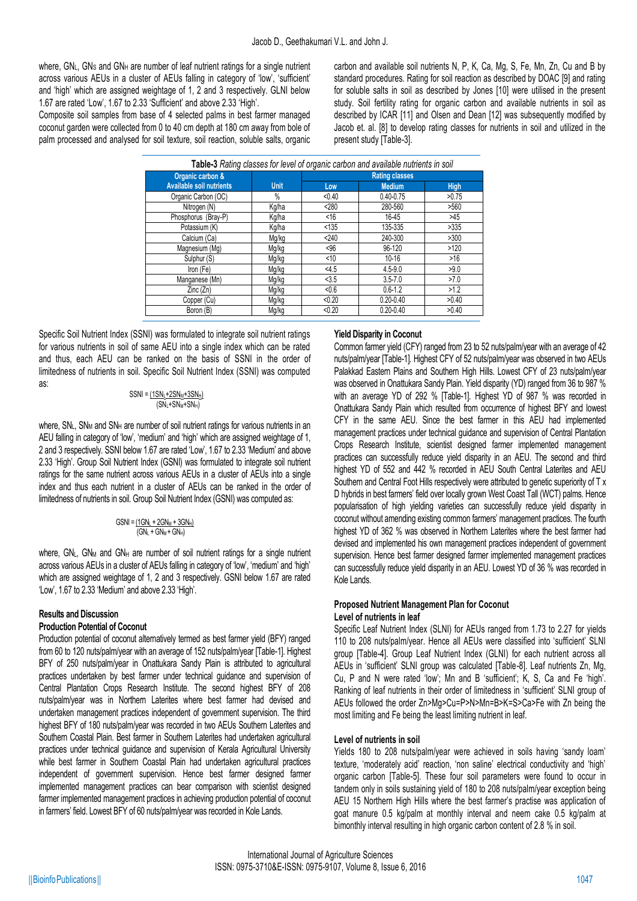where, $GN_L$, $GN_S$ and $GN_H$ are number of leaf nutrient ratings for a single nutrient across various AEUs in a cluster of AEUs falling in category of 'low', 'sufficient' and 'high' which are assigned weightage of 1, 2 and 3 respectively. GLNI below 1.67 are rated 'Low', 1.67 to 2.33 'Sufficient' and above 2.33 'High'.

Composite soil samples from base of 4 selected palms in best farmer managed coconut garden were collected from 0 to 40 cm depth at 180 cm away from bole of palm processed and analysed for soil texture, soil reaction, soluble salts, organic carbon and available soil nutrients N, P, K, Ca, Mg, S, Fe, Mn, Zn, Cu and B by standard procedures. Rating for soil reaction as described by DOAC [9] and rating for soluble salts in soil as described by Jones [10] were utilised in the present study. Soil fertility rating for organic carbon and available nutrients in soil as described by ICAR [11] and Olsen and Dean [12] was subsequently modified by Jacob et. al. [8] to develop rating classes for nutrients in soil and utilized in the present study [Table-3].

**Table-3** *Rating classes for level of organic carbon and available nutrients in soil*

| Organic carbon & Available soil nutrients | Unit | Rating classes | | |
|---|---|---|---|---|
| | | Low | Medium | High |
| Organic Carbon (OC) | % | <0.40 | 0.40-0.75 | >0.75 |
| Nitrogen (N) | Kg/ha | <280 | 280-560 | >560 |
| Phosphorus (Bray-P) | Kg/ha | <16 | 16-45 | >45 |
| Potassium (K) | Kg/ha | <135 | 135-335 | >335 |
| Calcium (Ca) | Mg/kg | <240 | 240-300 | >300 |
| Magnesium (Mg) | Mg/kg | <96 | 96-120 | >120 |
| Sulphur (S) | Mg/kg | <10 | 10-16 | >16 |
| Iron (Fe) | Mg/kg | <4.5 | 4.5-9.0 | >9.0 |
| Manganese (Mn) | Mg/kg | <3.5 | 3.5-7.0 | >7.0 |
| Zinc (Zn) | Mg/kg | <0.6 | 0.6-1.2 | >1.2 |
| Copper (Cu) | Mg/kg | <0.20 | 0.20-0.40 | >0.40 |
| Boron (B) | Mg/kg | <0.20 | 0.20-0.40 | >0.40 |

Specific Soil Nutrient Index (SSNI) was formulated to integrate soil nutrient ratings for various nutrients in soil of same AEU into a single index which can be rated and thus, each AEU can be ranked on the basis of SSNI in the order of limitedness of nutrients in soil. Specific Soil Nutrient Index (SSNI) was computed as:

$$SSNI = \frac{1SN_L + 2SN_M + 3SN_H}{SN_L + SN_M + SN_H}$$

where, $SN_L$, $SN_M$ and $SN_H$ are number of soil nutrient ratings for various nutrients in an AEU falling in category of 'low', 'medium' and 'high' which are assigned weightage of 1, 2 and 3 respectively. SSNI below 1.67 are rated 'Low', 1.67 to 2.33 'Medium' and above 2.33 'High'. Group Soil Nutrient Index (GSNI) was formulated to integrate soil nutrient ratings for the same nutrient across various AEUs in a cluster of AEUs into a single index and thus each nutrient in a cluster of AEUs can be ranked in the order of limitedness of nutrients in soil. Group Soil Nutrient Index (GSNI) was computed as:

$$GSNI = \frac{1GN_L + 2GN_M + 3GN_H}{GN_L + GN_M + GN_H}$$

where, $GN_L$, $GN_M$ and $GN_H$ are number of soil nutrient ratings for a single nutrient across various AEUs in a cluster of AEUs falling in category of 'low', 'medium' and 'high' which are assigned weightage of 1, 2 and 3 respectively. GSNI below 1.67 are rated 'Low', 1.67 to 2.33 'Medium' and above 2.33 'High'.

## Results and Discussion

### Production Potential of Coconut

Production potential of coconut alternatively termed as best farmer yield (BFY) ranged from 60 to 120 nuts/palm/year with an average of 152 nuts/palm/year [Table-1]. Highest BFY of 250 nuts/palm/year in Onattukara Sandy Plain is attributed to agricultural practices undertaken by best farmer under technical guidance and supervision of Central Plantation Crops Research Institute. The second highest BFY of 208 nuts/palm/year was in Northern Laterites where best farmer had devised and undertaken management practices independent of government supervision. The third highest BFY of 180 nuts/palm/year was recorded in two AEUs Southern Laterites and Southern Coastal Plain. Best farmer in Southern Laterites had undertaken agricultural practices under technical guidance and supervision of Kerala Agricultural University while best farmer in Southern Coastal Plain had undertaken agricultural practices independent of government supervision. Hence best farmer designed farmer implemented management practices can bear comparison with scientist designed farmer implemented management practices in achieving production potential of coconut in farmers' field. Lowest BFY of 60 nuts/palm/year was recorded in Kole Lands.

### Yield Disparity in Coconut

Common farmer yield (CFY) ranged from 23 to 52 nuts/palm/year with an average of 42 nuts/palm/year [Table-1]. Highest CFY of 52 nuts/palm/year was observed in two AEUs Palakkad Eastern Plains and Southern High Hills. Lowest CFY of 23 nuts/palm/year was observed in Onattukara Sandy Plain. Yield disparity (YD) ranged from 36 to 987 % with an average YD of 292 % [Table-1]. Highest YD of 987 % was recorded in Onattukara Sandy Plain which resulted from occurrence of highest BFY and lowest CFY in the same AEU. Since the best farmer in this AEU had implemented management practices under technical guidance and supervision of Central Plantation Crops Research Institute, scientist designed farmer implemented management practices can successfully reduce yield disparity in an AEU. The second and third highest YD of 552 and 442 % recorded in AEU South Central Laterites and AEU Southern and Central Foot Hills respectively were attributed to genetic superiority of T x D hybrids in best farmers' field over locally grown West Coast Tall (WCT) palms. Hence popularisation of high yielding varieties can successfully reduce yield disparity in coconut without amending existing common farmers' management practices. The fourth highest YD of 362 % was observed in Northern Laterites where the best farmer had devised and implemented his own management practices independent of government supervision. Hence best farmer designed farmer implemented management practices can successfully reduce yield disparity in an AEU. Lowest YD of 36 % was recorded in Kole Lands.

### Proposed Nutrient Management Plan for Coconut

#### Level of nutrients in leaf

Specific Leaf Nutrient Index (SLNI) for AEUs ranged from 1.73 to 2.27 for yields 110 to 208 nuts/palm/year. Hence all AEUs were classified into 'sufficient' SLNI group [Table-4]. Group Leaf Nutrient Index (GLNI) for each nutrient across all AEUs in 'sufficient' SLNI group was calculated [Table-8]. Leaf nutrients Zn, Mg, Cu, P and N were rated 'low'; Mn and B 'sufficient'; K, S, Ca and Fe 'high'. Ranking of leaf nutrients in their order of limitedness in 'sufficient' SLNI group of AEUs followed the order Zn>Mg>Cu=P>N>Mn=B>K=S>Ca>Fe with Zn being the most limiting and Fe being the least limiting nutrient in leaf.

#### Level of nutrients in soil

Yields 180 to 208 nuts/palm/year were achieved in soils having 'sandy loam' texture, 'moderately acid' reaction, 'non saline' electrical conductivity and 'high' organic carbon [Table-5]. These four soil parameters were found to occur in tandem only in soils sustaining yield of 180 to 208 nuts/palm/year exception being AEU 15 Northern High Hills where the best farmer's practise was application of goat manure 0.5 kg/palm at monthly interval and neem cake 0.5 kg/palm at bimonthly interval resulting in high organic carbon content of 2.8 % in soil.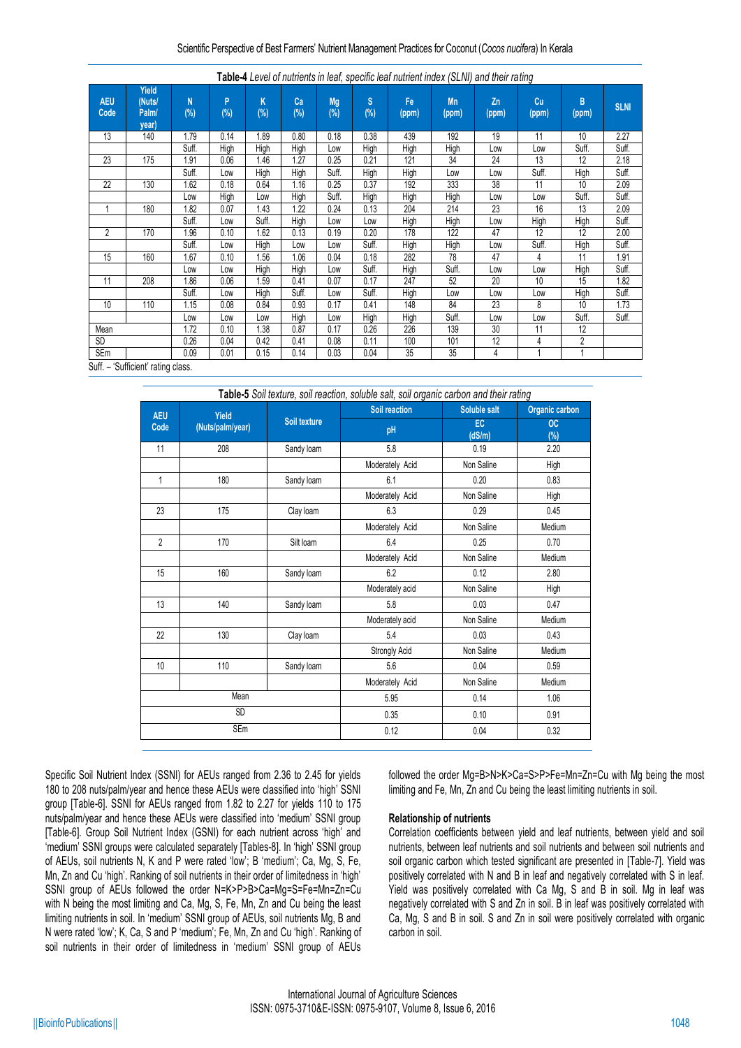**Table-4** *Level of nutrients in leaf, specific leaf nutrient index (SLNI) and their rating*

| AEU Code | Yield (Nuts/ Palm/ year) | N (%) | P (%) | K (%) | Ca (%) | Mg (%) | S (%) | Fe (ppm) | Mn (ppm) | Zn (ppm) | Cu (ppm) | B (ppm) | SLNI |
|---|---|---|---|---|---|---|---|---|---|---|---|---|---|
| 13 | 140 | 1.79 | 0.14 | 1.89 | 0.80 | 0.18 | 0.38 | 439 | 192 | 19 | 11 | 10 | 2.27 |
| | | Suff. | High | High | High | Low | High | High | High | Low | Low | Suff. | Suff. |
| 23 | 175 | 1.91 | 0.06 | 1.46 | 1.27 | 0.25 | 0.21 | 121 | 34 | 24 | 13 | 12 | 2.18 |
| | | Suff. | Low | High | High | Suff. | High | High | Low | Low | Suff. | High | Suff. |
| 22 | 130 | 1.62 | 0.18 | 0.64 | 1.16 | 0.25 | 0.37 | 192 | 333 | 38 | 11 | 10 | 2.09 |
| | | Low | High | Low | High | Suff. | High | High | High | Low | Low | Suff. | Suff. |
| 1 | 180 | 1.82 | 0.07 | 1.43 | 1.22 | 0.24 | 0.13 | 204 | 214 | 23 | 16 | 13 | 2.09 |
| | | Suff. | Low | Suff. | High | Low | Low | High | High | Low | High | High | Suff. |
| 2 | 170 | 1.96 | 0.10 | 1.62 | 0.13 | 0.19 | 0.20 | 178 | 122 | 47 | 12 | 12 | 2.00 |
| | | Suff. | Low | High | Low | Low | Suff. | High | High | Low | Suff. | High | Suff. |
| 15 | 160 | 1.67 | 0.10 | 1.56 | 1.06 | 0.04 | 0.18 | 282 | 78 | 47 | 4 | 11 | 1.91 |
| | | Low | Low | High | High | Low | Suff. | High | Suff. | Low | Low | High | Suff. |
| 11 | 208 | 1.86 | 0.06 | 1.59 | 0.41 | 0.07 | 0.17 | 247 | 52 | 20 | 10 | 15 | 1.82 |
| | | Suff. | Low | High | Suff. | Low | Suff. | High | Low | Low | Low | High | Suff. |
| 10 | 110 | 1.15 | 0.08 | 0.84 | 0.93 | 0.17 | 0.41 | 148 | 84 | 23 | 8 | 10 | 1.73 |
| | | Low | Low | Low | High | Low | High | High | Suff. | Low | Low | Suff. | Suff. |
| Mean | | 1.72 | 0.10 | 1.38 | 0.87 | 0.17 | 0.26 | 226 | 139 | 30 | 11 | 12 | |
| SD | | 0.26 | 0.04 | 0.42 | 0.41 | 0.08 | 0.11 | 100 | 101 | 12 | 4 | 2 | |
| SEm | | 0.09 | 0.01 | 0.15 | 0.14 | 0.03 | 0.04 | 35 | 35 | 4 | 1 | 1 | |

Suff. – 'Sufficient' rating class.

**Table-5** *Soil texture, soil reaction, soluble salt, soil organic carbon and their rating*

| AEU Code | Yield (Nuts/palm/year) | Soil texture | Soil reaction | Soluble salt | Organic carbon |
|---|---|---|---|---|---|
| | | | pH | EC (dS/m) | OC (%) |
| 11 | 208 | Sandy loam | 5.8 | 0.19 | 2.20 |
| | | | Moderately Acid | Non Saline | High |
| 1 | 180 | Sandy loam | 6.1 | 0.20 | 0.83 |
| | | | Moderately Acid | Non Saline | High |
| 23 | 175 | Clay loam | 6.3 | 0.29 | 0.45 |
| | | | Moderately Acid | Non Saline | Medium |
| 2 | 170 | Silt loam | 6.4 | 0.25 | 0.70 |
| | | | Moderately Acid | Non Saline | Medium |
| 15 | 160 | Sandy loam | 6.2 | 0.12 | 2.80 |
| | | | Moderately acid | Non Saline | High |
| 13 | 140 | Sandy loam | 5.8 | 0.03 | 0.47 |
| | | | Moderately acid | Non Saline | Medium |
| 22 | 130 | Clay loam | 5.4 | 0.03 | 0.43 |
| | | | Strongly Acid | Non Saline | Medium |
| 10 | 110 | Sandy loam | 5.6 | 0.04 | 0.59 |
| | | | Moderately Acid | Non Saline | Medium |
| Mean | | | 5.95 | 0.14 | 1.06 |
| SD | | | 0.35 | 0.10 | 0.91 |
| SEm | | | 0.12 | 0.04 | 0.32 |

Specific Soil Nutrient Index (SSNI) for AEUs ranged from 2.36 to 2.45 for yields 180 to 208 nuts/palm/year and hence these AEUs were classified into 'high' SSNI group [Table-6]. SSNI for AEUs ranged from 1.82 to 2.27 for yields 110 to 175 nuts/palm/year and hence these AEUs were classified into 'medium' SSNI group [Table-6]. Group Soil Nutrient Index (GSNI) for each nutrient across 'high' and 'medium' SSNI groups were calculated separately [Tables-8]. In 'high' SSNI group of AEUs, soil nutrients N, K and P were rated 'low'; B 'medium'; Ca, Mg, S, Fe, Mn, Zn and Cu 'high'. Ranking of soil nutrients in their order of limitedness in 'high' SSNI group of AEUs followed the order N=K>P>B>Ca=Mg=S=Fe=Mn=Zn=Cu with N being the most limiting and Ca, Mg, S, Fe, Mn, Zn and Cu being the least limiting nutrients in soil. In 'medium' SSNI group of AEUs, soil nutrients Mg, B and N were rated 'low'; K, Ca, S and P 'medium'; Fe, Mn, Zn and Cu 'high'. Ranking of soil nutrients in their order of limitedness in 'medium' SSNI group of AEUs followed the order Mg=B>N>K>Ca=S>P>Fe=Mn=Zn=Cu with Mg being the most limiting and Fe, Mn, Zn and Cu being the least limiting nutrients in soil.

### Relationship of nutrients

Correlation coefficients between yield and leaf nutrients, between yield and soil nutrients, between leaf nutrients and soil nutrients and between soil nutrients and soil organic carbon which tested significant are presented in [Table-7]. Yield was positively correlated with N and B in leaf and negatively correlated with S in leaf. Yield was positively correlated with Ca Mg, S and B in soil. Mg in leaf was negatively correlated with S and Zn in soil. B in leaf was positively correlated with Ca, Mg, S and B in soil. S and Zn in soil were positively correlated with organic carbon in soil.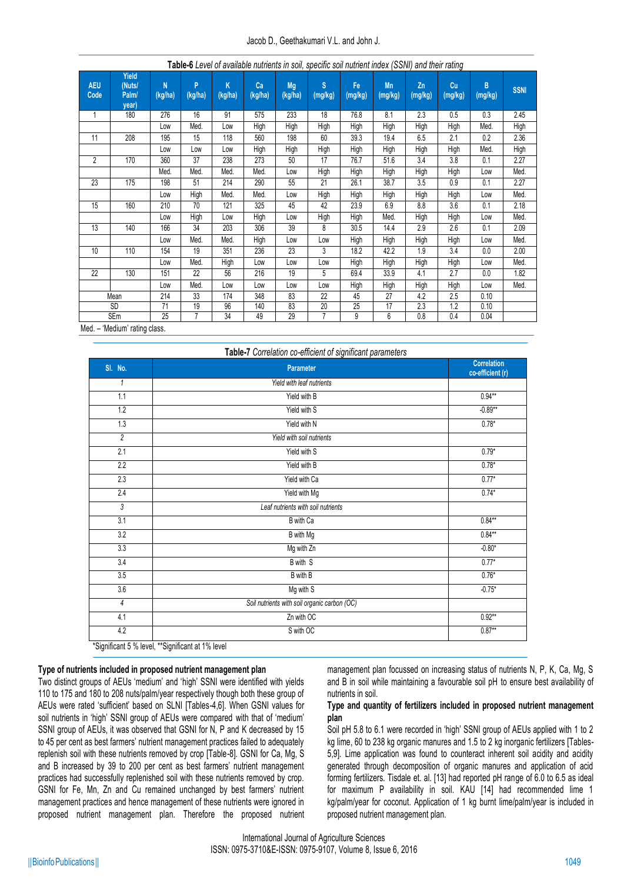**Table-6** *Level of available nutrients in soil, specific soil nutrient index (SSNI) and their rating*

| AEU Code | Yield (Nuts/ Palm/ year) | N (kg/ha) | P (kg/ha) | K (kg/ha) | Ca (kg/ha) | Mg (kg/ha) | S (mg/kg) | Fe (mg/kg) | Mn (mg/kg) | Zn (mg/kg) | Cu (mg/kg) | B (mg/kg) | SSNI |
|---|---|---|---|---|---|---|---|---|---|---|---|---|---|
| 1 | 180 | 276 | 16 | 91 | 575 | 233 | 18 | 76.8 | 8.1 | 2.3 | 0.5 | 0.3 | 2.45 |
| | | Low | Med. | Low | High | High | High | High | High | High | High | Med. | High |
| 11 | 208 | 195 | 15 | 118 | 560 | 198 | 60 | 39.3 | 19.4 | 6.5 | 2.1 | 0.2 | 2.36 |
| | | Low | Low | Low | High | High | High | High | High | High | High | Med. | High |
| 2 | 170 | 360 | 37 | 238 | 273 | 50 | 17 | 76.7 | 51.6 | 3.4 | 3.8 | 0.1 | 2.27 |
| | | Med. | Med. | Med. | Med. | Low | High | High | High | High | High | Low | Med. |
| 23 | 175 | 198 | 51 | 214 | 290 | 55 | 21 | 26.1 | 38.7 | 3.5 | 0.9 | 0.1 | 2.27 |
| | | Low | High | Med. | Med. | Low | High | High | High | High | High | Low | Med. |
| 15 | 160 | 210 | 70 | 121 | 325 | 45 | 42 | 23.9 | 6.9 | 8.8 | 3.6 | 0.1 | 2.18 |
| | | Low | High | Low | High | Low | High | High | Med. | High | High | Low | Med. |
| 13 | 140 | 166 | 34 | 203 | 306 | 39 | 8 | 30.5 | 14.4 | 2.9 | 2.6 | 0.1 | 2.09 |
| | | Low | Med. | Med. | High | Low | Low | High | High | High | High | Low | Med. |
| 10 | 110 | 154 | 19 | 351 | 236 | 23 | 3 | 18.2 | 42.2 | 1.9 | 3.4 | 0.0 | 2.00 |
| | | Low | Med. | High | Low | Low | Low | High | High | High | High | Low | Med. |
| 22 | 130 | 151 | 22 | 56 | 216 | 19 | 5 | 69.4 | 33.9 | 4.1 | 2.7 | 0.0 | 1.82 |
| | | Low | Med. | Low | Low | Low | Low | High | High | High | High | Low | Med. |
| Mean | | 214 | 33 | 174 | 348 | 83 | 22 | 45 | 27 | 4.2 | 2.5 | 0.10 | |
| SD | | 71 | 19 | 96 | 140 | 83 | 20 | 25 | 17 | 2.3 | 1.2 | 0.10 | |
| SEm | | 25 | 7 | 34 | 49 | 29 | 7 | 9 | 6 | 0.8 | 0.4 | 0.04 | |

Med. – 'Medium' rating class.

**Table-7** *Correlation co-efficient of significant parameters*

| Sl. No. | Parameter | Correlation co-efficient (r) |
|---|---|---|
| *1* | *Yield with leaf nutrients* | |
| 1.1 | Yield with B | 0.94** |
| 1.2 | Yield with S | -0.89** |
| 1.3 | Yield with N | 0.78* |
| *2* | *Yield with soil nutrients* | |
| 2.1 | Yield with S | 0.79* |
| 2.2 | Yield with B | 0.78* |
| 2.3 | Yield with Ca | 0.77* |
| 2.4 | Yield with Mg | 0.74* |
| *3* | *Leaf nutrients with soil nutrients* | |
| 3.1 | B with Ca | 0.84** |
| 3.2 | B with Mg | 0.84** |
| 3.3 | Mg with Zn | -0.80* |
| 3.4 | B with S | 0.77* |
| 3.5 | B with B | 0.76* |
| 3.6 | Mg with S | -0.75* |
| *4* | *Soil nutrients with soil organic carbon (OC)* | |
| 4.1 | Zn with OC | 0.92** |
| 4.2 | S with OC | 0.87** |

*Significant 5 % level, **Significant at 1% level

### Type of nutrients included in proposed nutrient management plan

Two distinct groups of AEUs 'medium' and 'high' SSNI were identified with yields 110 to 175 and 180 to 208 nuts/palm/year respectively though both these group of AEUs were rated 'sufficient' based on SLNI [Tables-4,6]. When GSNI values for soil nutrients in 'high' SSNI group of AEUs were compared with that of 'medium' SSNI group of AEUs, it was observed that GSNI for N, P and K decreased by 15 to 45 per cent as best farmers' nutrient management practices failed to adequately replenish soil with these nutrients removed by crop [Table-8]. GSNI for Ca, Mg, S and B increased by 39 to 200 per cent as best farmers' nutrient management practices had successfully replenished soil with these nutrients removed by crop. GSNI for Fe, Mn, Zn and Cu remained unchanged by best farmers' nutrient management practices and hence management of these nutrients were ignored in proposed nutrient management plan. Therefore the proposed nutrient management plan focussed on increasing status of nutrients N, P, K, Ca, Mg, S and B in soil while maintaining a favourable soil pH to ensure best availability of nutrients in soil.

### Type and quantity of fertilizers included in proposed nutrient management plan

Soil pH 5.8 to 6.1 were recorded in 'high' SSNI group of AEUs applied with 1 to 2 kg lime, 60 to 238 kg organic manures and 1.5 to 2 kg inorganic fertilizers [Tables-5,9]. Lime application was found to counteract inherent soil acidity and acidity generated through decomposition of organic manures and application of acid forming fertilizers. Tisdale et. al. [13] had reported pH range of 6.0 to 6.5 as ideal for maximum P availability in soil. KAU [14] had recommended lime 1 kg/palm/year for coconut. Application of 1 kg burnt lime/palm/year is included in proposed nutrient management plan.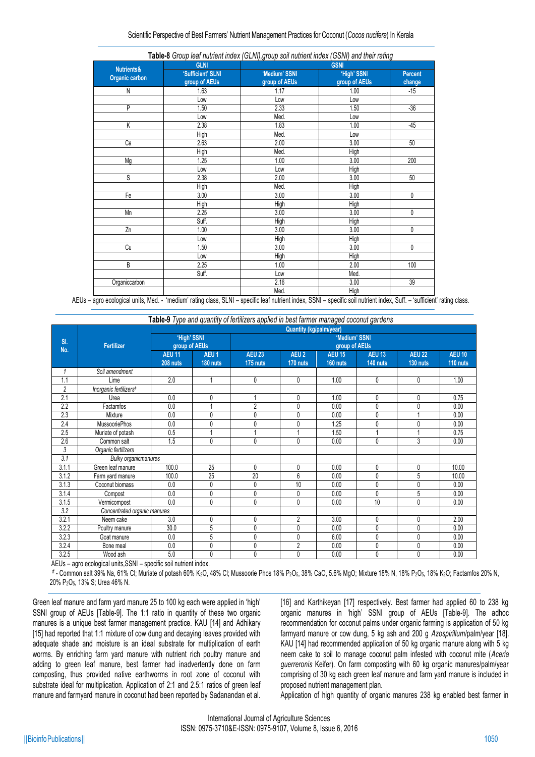**Table-8** *Group leaf nutrient index (GLNI),group soil nutrient index (GSNI) and their rating*

| Nutrients& Organic carbon | GLNI | GSNI | | |
|---|---|---|---|---|
| | 'Sufficient' SLNI group of AEUs | 'Medium' SSNI group of AEUs | 'High' SSNI group of AEUs | Percent change |
| N | 1.63 | 1.17 | 1.00 | -15 |
| | Low | Low | Low | |
| P | 1.50 | 2.33 | 1.50 | -36 |
| | Low | Med. | Low | |
| K | 2.38 | 1.83 | 1.00 | -45 |
| | High | Med. | Low | |
| Ca | 2.63 | 2.00 | 3.00 | 50 |
| | High | Med. | High | |
| Mg | 1.25 | 1.00 | 3.00 | 200 |
| | Low | Low | High | |
| S | 2.38 | 2.00 | 3.00 | 50 |
| | High | Med. | High | |
| Fe | 3.00 | 3.00 | 3.00 | 0 |
| | High | High | High | |
| Mn | 2.25 | 3.00 | 3.00 | 0 |
| | Suff. | High | High | |
| Zn | 1.00 | 3.00 | 3.00 | 0 |
| | Low | High | High | |
| Cu | 1.50 | 3.00 | 3.00 | 0 |
| | Low | High | High | |
| B | 2.25 | 1.00 | 2.00 | 100 |
| | Suff. | Low | Med. | |
| Organiccarbon | | 2.16 | 3.00 | 39 |
| | | Med. | High | |

AEUs – agro ecological units, Med. - 'medium' rating class, SLNI – specific leaf nutrient index, SSNI – specific soil nutrient index, Suff. – 'sufficient' rating class.

**Table-9** *Type and quantity of fertilizers applied in best farmer managed coconut gardens*

| Sl. No. | Fertilizer | Quantity (kg/palm/year) | | | | | | | |
|---|---|---|---|---|---|---|---|---|---|
| | | 'High' SSNI group of AEUs | | 'Medium' SSNI group of AEUs | | | | | |
| | | AEU 11 208 nuts | AEU 1 180 nuts | AEU 23 175 nuts | AEU 2 170 nuts | AEU 15 160 nuts | AEU 13 140 nuts | AEU 22 130 nuts | AEU 10 110 nuts |
| 1 | *Soil amendment* | | | | | | | | |
| 1.1 | Lime | 2.0 | 1 | 0 | 0 | 1.00 | 0 | 0 | 1.00 |
| 2 | *Inorganic fertilizers#* | | | | | | | | |
| 2.1 | Urea | 0.0 | 0 | 1 | 0 | 1.00 | 0 | 0 | 0.75 |
| 2.2 | Factamfos | 0.0 | 1 | 2 | 0 | 0.00 | 0 | 0 | 0.00 |
| 2.3 | Mixture | 0.0 | 0 | 0 | 0 | 0.00 | 0 | 1 | 0.00 |
| 2.4 | MussooriePhos | 0.0 | 0 | 0 | 0 | 1.25 | 0 | 0 | 0.00 |
| 2.5 | Muriate of potash | 0.5 | 1 | 1 | 1 | 1.50 | 1 | 1 | 0.75 |
| 2.6 | Common salt | 1.5 | 0 | 0 | 0 | 0.00 | 0 | 3 | 0.00 |
| 3 | *Organic fertilizers* | | | | | | | | |
| 3.1 | *Bulky organicmanures* | | | | | | | | |
| 3.1.1 | Green leaf manure | 100.0 | 25 | 0 | 0 | 0.00 | 0 | 0 | 10.00 |
| 3.1.2 | Farm yard manure | 100.0 | 25 | 20 | 6 | 0.00 | 0 | 5 | 10.00 |
| 3.1.3 | Coconut biomass | 0.0 | 0 | 0 | 10 | 0.00 | 0 | 0 | 0.00 |
| 3.1.4 | Compost | 0.0 | 0 | 0 | 0 | 0.00 | 0 | 5 | 0.00 |
| 3.1.5 | Vermicompost | 0.0 | 0 | 0 | 0 | 0.00 | 10 | 0 | 0.00 |
| 3.2 | *Concentrated organic manures* | | | | | | | | |
| 3.2.1 | Neem cake | 3.0 | 0 | 0 | 2 | 3.00 | 0 | 0 | 2.00 |
| 3.2.2 | Poultry manure | 30.0 | 5 | 0 | 0 | 0.00 | 0 | 0 | 0.00 |
| 3.2.3 | Goat manure | 0.0 | 5 | 0 | 0 | 6.00 | 0 | 0 | 0.00 |
| 3.2.4 | Bone meal | 0.0 | 0 | 0 | 2 | 0.00 | 0 | 0 | 0.00 |
| 3.2.5 | Wood ash | 5.0 | 0 | 0 | 0 | 0.00 | 0 | 0 | 0.00 |

AEUs – agro ecological units,SSNI – specific soil nutrient index.

# - Common salt 39% Na, 61% Cl; Muriate of potash 60% $K_2O$, 48% Cl; Mussoorie Phos 18% $P_2O_5$, 38% CaO, 5.6% MgO; Mixture 18% N, 18% $P_2O_5$, 18% $K_2O$; Factamfos 20% N, 20% $P_2O_5$, 13% S; Urea 46% N.

Green leaf manure and farm yard manure 25 to 100 kg each were applied in 'high' SSNI group of AEUs [Table-9]. The 1:1 ratio in quantity of these two organic manures is a unique best farmer management practice. KAU [14] and Adhikary [15] had reported that 1:1 mixture of cow dung and decaying leaves provided with adequate shade and moisture is an ideal substrate for multiplication of earth worms. By enriching farm yard manure with nutrient rich poultry manure and adding to green leaf manure, best farmer had inadvertently done on farm composting, thus provided native earthworms in root zone of coconut with substrate ideal for multiplication. Application of 2:1 and 2.5:1 ratios of green leaf manure and farmyard manure in coconut had been reported by Sadanandan et al. [16] and Karthikeyan [17] respectively. Best farmer had applied 60 to 238 kg organic manures in 'high' SSNI group of AEUs [Table-9]. The adhoc recommendation for coconut palms under organic farming is application of 50 kg farmyard manure or cow dung, 5 kg ash and 200 g *Azospirillum*/palm/year [18]. KAU [14] had recommended application of 50 kg organic manure along with 5 kg neem cake to soil to manage coconut palm infested with coconut mite (*Aceria guerreronis* Keifer). On farm composting with 60 kg organic manures/palm/year comprising of 30 kg each green leaf manure and farm yard manure is included in proposed nutrient management plan.

Application of high quantity of organic manures 238 kg enabled best farmer in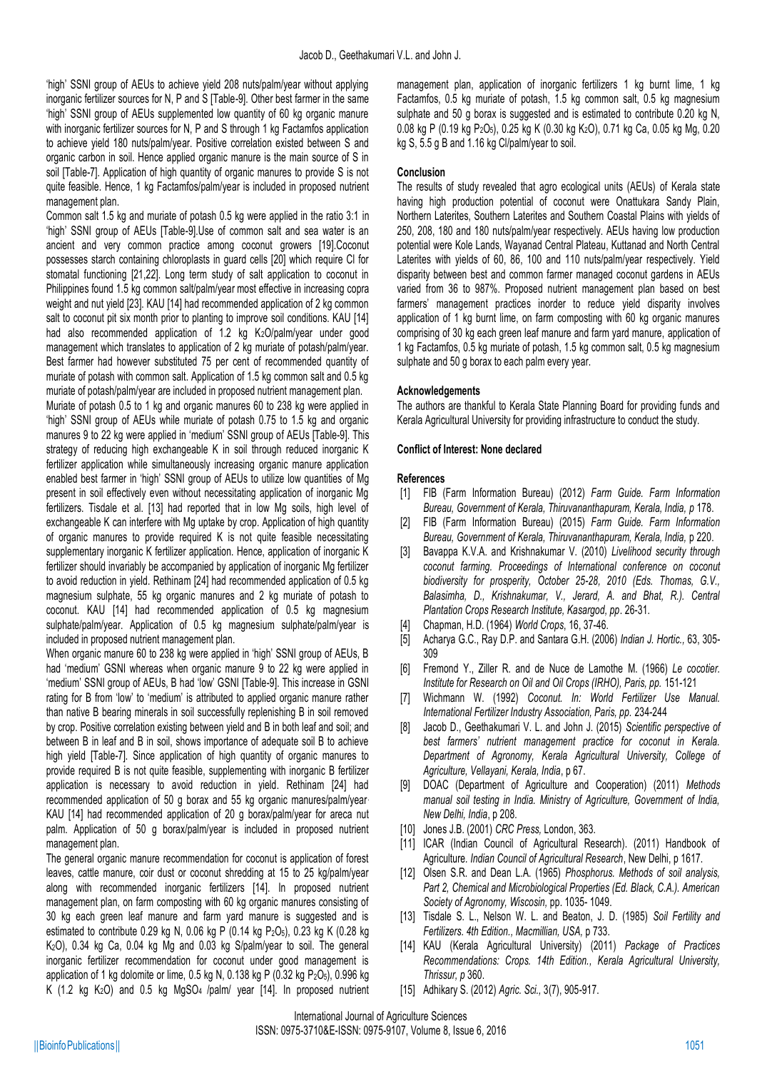'high' SSNI group of AEUs to achieve yield 208 nuts/palm/year without applying inorganic fertilizer sources for N, P and S [Table-9]. Other best farmer in the same 'high' SSNI group of AEUs supplemented low quantity of 60 kg organic manure with inorganic fertilizer sources for N, P and S through 1 kg Factamfos application to achieve yield 180 nuts/palm/year. Positive correlation existed between S and organic carbon in soil. Hence applied organic manure is the main source of S in soil [Table-7]. Application of high quantity of organic manures to provide S is not quite feasible. Hence, 1 kg Factamfos/palm/year is included in proposed nutrient management plan.

Common salt 1.5 kg and muriate of potash 0.5 kg were applied in the ratio 3:1 in 'high' SSNI group of AEUs [Table-9].Use of common salt and sea water is an ancient and very common practice among coconut growers [19].Coconut possesses starch containing chloroplasts in guard cells [20] which require Cl for stomatal functioning [21,22]. Long term study of salt application to coconut in Philippines found 1.5 kg common salt/palm/year most effective in increasing copra weight and nut yield [23]. KAU [14] had recommended application of 2 kg common salt to coconut pit six month prior to planting to improve soil conditions. KAU [14] had also recommended application of 1.2 kg $K_2O$/palm/year under good management which translates to application of 2 kg muriate of potash/palm/year. Best farmer had however substituted 75 per cent of recommended quantity of muriate of potash with common salt. Application of 1.5 kg common salt and 0.5 kg muriate of potash/palm/year are included in proposed nutrient management plan.

Muriate of potash 0.5 to 1 kg and organic manures 60 to 238 kg were applied in 'high' SSNI group of AEUs while muriate of potash 0.75 to 1.5 kg and organic manures 9 to 22 kg were applied in 'medium' SSNI group of AEUs [Table-9]. This strategy of reducing high exchangeable K in soil through reduced inorganic K fertilizer application while simultaneously increasing organic manure application enabled best farmer in 'high' SSNI group of AEUs to utilize low quantities of Mg present in soil effectively even without necessitating application of inorganic Mg fertilizers. Tisdale et al. [13] had reported that in low Mg soils, high level of exchangeable K can interfere with Mg uptake by crop. Application of high quantity of organic manures to provide required K is not quite feasible necessitating supplementary inorganic K fertilizer application. Hence, application of inorganic K fertilizer should invariably be accompanied by application of inorganic Mg fertilizer to avoid reduction in yield. Rethinam [24] had recommended application of 0.5 kg magnesium sulphate, 55 kg organic manures and 2 kg muriate of potash to coconut. KAU [14] had recommended application of 0.5 kg magnesium sulphate/palm/year. Application of 0.5 kg magnesium sulphate/palm/year is included in proposed nutrient management plan.

When organic manure 60 to 238 kg were applied in 'high' SSNI group of AEUs, B had 'medium' GSNI whereas when organic manure 9 to 22 kg were applied in 'medium' SSNI group of AEUs, B had 'low' GSNI [Table-9]. This increase in GSNI rating for B from 'low' to 'medium' is attributed to applied organic manure rather than native B bearing minerals in soil successfully replenishing B in soil removed by crop. Positive correlation existing between yield and B in both leaf and soil; and between B in leaf and B in soil, shows importance of adequate soil B to achieve high yield [Table-7]. Since application of high quantity of organic manures to provide required B is not quite feasible, supplementing with inorganic B fertilizer application is necessary to avoid reduction in yield. Rethinam [24] had recommended application of 50 g borax and 55 kg organic manures/palm/year. KAU [14] had recommended application of 20 g borax/palm/year for areca nut palm. Application of 50 g borax/palm/year is included in proposed nutrient management plan.

The general organic manure recommendation for coconut is application of forest leaves, cattle manure, coir dust or coconut shredding at 15 to 25 kg/palm/year along with recommended inorganic fertilizers [14]. In proposed nutrient management plan, on farm composting with 60 kg organic manures consisting of 30 kg each green leaf manure and farm yard manure is suggested and is estimated to contribute 0.29 kg N, 0.06 kg P (0.14 kg $P_2O_5$), 0.23 kg K (0.28 kg $K_2O$), 0.34 kg Ca, 0.04 kg Mg and 0.03 kg S/palm/year to soil. The general inorganic fertilizer recommendation for coconut under good management is application of 1 kg dolomite or lime, 0.5 kg N, 0.138 kg P (0.32 kg $P_2O_5$), 0.996 kg K (1.2 kg $K_2O$) and 0.5 kg $MgSO_4$ /palm/ year [14]. In proposed nutrient management plan, application of inorganic fertilizers 1 kg burnt lime, 1 kg Factamfos, 0.5 kg muriate of potash, 1.5 kg common salt, 0.5 kg magnesium sulphate and 50 g borax is suggested and is estimated to contribute 0.20 kg N, 0.08 kg P (0.19 kg $P_2O_5$), 0.25 kg K (0.30 kg $K_2O$), 0.71 kg Ca, 0.05 kg Mg, 0.20 kg S, 5.5 g B and 1.16 kg Cl/palm/year to soil.

## Conclusion

The results of study revealed that agro ecological units (AEUs) of Kerala state having high production potential of coconut were Onattukara Sandy Plain, Northern Laterites, Southern Laterites and Southern Coastal Plains with yields of 250, 208, 180 and 180 nuts/palm/year respectively. AEUs having low production potential were Kole Lands, Wayanad Central Plateau, Kuttanad and North Central Laterites with yields of 60, 86, 100 and 110 nuts/palm/year respectively. Yield disparity between best and common farmer managed coconut gardens in AEUs varied from 36 to 987%. Proposed nutrient management plan based on best farmers' management practices inorder to reduce yield disparity involves application of 1 kg burnt lime, on farm composting with 60 kg organic manures comprising of 30 kg each green leaf manure and farm yard manure, application of 1 kg Factamfos, 0.5 kg muriate of potash, 1.5 kg common salt, 0.5 kg magnesium sulphate and 50 g borax to each palm every year.

## Acknowledgements

The authors are thankful to Kerala State Planning Board for providing funds and Kerala Agricultural University for providing infrastructure to conduct the study.

**Conflict of Interest: None declared**

## References

[1] FIB (Farm Information Bureau) (2012) *Farm Guide. Farm Information Bureau, Government of Kerala, Thiruvananthapuram, Kerala, India, p* 178.

[2] FIB (Farm Information Bureau) (2015) *Farm Guide. Farm Information Bureau, Government of Kerala, Thiruvananthapuram, Kerala, India,* p 220.

[3] Bavappa K.V.A. and Krishnakumar V. (2010) *Livelihood security through coconut farming. Proceedings of International conference on coconut biodiversity for prosperity, October 25-28, 2010 (Eds. Thomas, G.V., Balasimha, D., Krishnakumar, V., Jerard, A. and Bhat, R.). Central Plantation Crops Research Institute, Kasargod, pp*. 26-31.

[4] Chapman, H.D. (1964) *World Crops*, 16, 37-46.

[5] Acharya G.C., Ray D.P. and Santara G.H. (2006) *Indian J. Hortic.,* 63, 305-309

[6] Fremond Y., Ziller R. and de Nuce de Lamothe M. (1966) *Le cocotier. Institute for Research on Oil and Oil Crops (IRHO), Paris, pp.* 151-121

[7] Wichmann W. (1992) *Coconut. In: World Fertilizer Use Manual. International Fertilizer Industry Association, Paris, pp.* 234-244

[8] Jacob D., Geethakumari V. L. and John J. (2015) *Scientific perspective of best farmers' nutrient management practice for coconut in Kerala. Department of Agronomy, Kerala Agricultural University, College of Agriculture, Vellayani, Kerala, India*, p 67.

[9] DOAC (Department of Agriculture and Cooperation) (2011) *Methods manual soil testing in India. Ministry of Agriculture, Government of India, New Delhi, India*, p 208.

[10] Jones J.B. (2001) *CRC Press,* London, 363.

[11] ICAR (Indian Council of Agricultural Research). (2011) Handbook of Agriculture. *Indian Council of Agricultural Research*, New Delhi, p 1617.

[12] Olsen S.R. and Dean L.A. (1965) *Phosphorus. Methods of soil analysis, Part 2, Chemical and Microbiological Properties (Ed. Black, C.A.). American Society of Agronomy, Wiscosin,* pp. 1035- 1049.

[13] Tisdale S. L., Nelson W. L. and Beaton, J. D. (1985) *Soil Fertility and Fertilizers. 4th Edition., Macmillian, USA,* p 733.

[14] KAU (Kerala Agricultural University) (2011) *Package of Practices Recommendations: Crops. 14th Edition., Kerala Agricultural University, Thrissur, p* 360.

[15] Adhikary S. (2012) *Agric. Sci.*, 3(7), 905-917.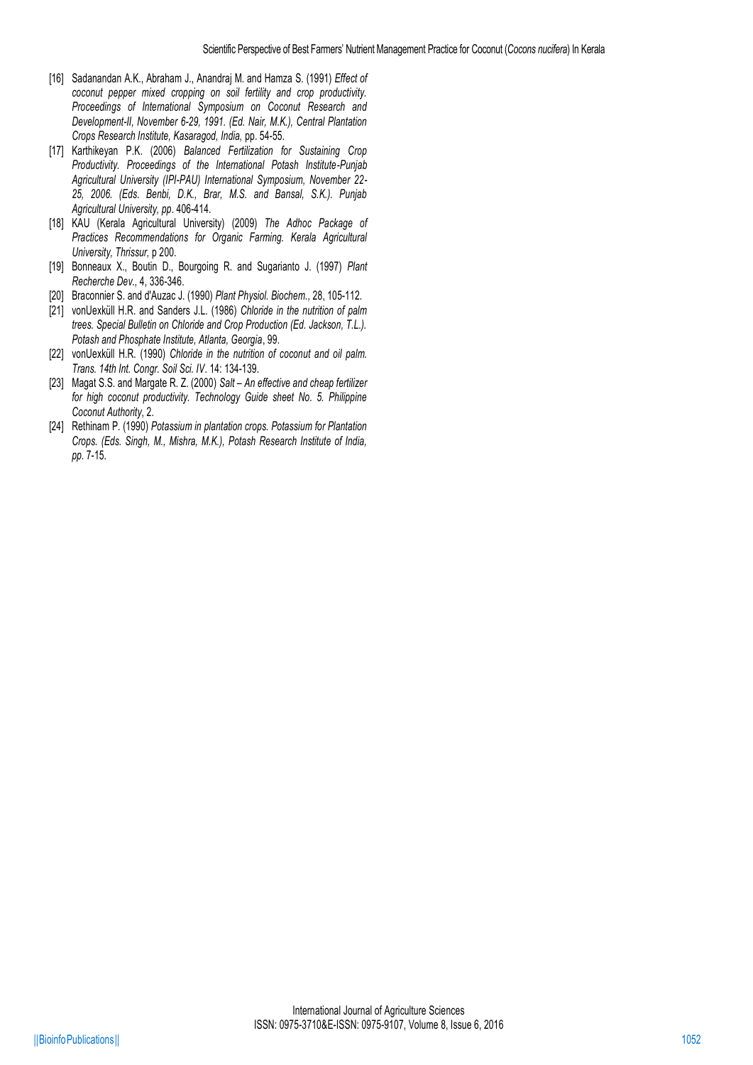[16] Sadanandan A.K., Abraham J., Anandraj M. and Hamza S. (1991) *Effect of coconut pepper mixed cropping on soil fertility and crop productivity. Proceedings of International Symposium on Coconut Research and Development-II, November 6-29, 1991. (Ed. Nair, M.K.), Central Plantation Crops Research Institute, Kasaragod, India,* pp. 54-55.

[17] Karthikeyan P.K. (2006) *Balanced Fertilization for Sustaining Crop Productivity. Proceedings of the International Potash Institute-Punjab Agricultural University (IPI-PAU) International Symposium, November 22-25, 2006. (Eds. Benbi, D.K., Brar, M.S. and Bansal, S.K.). Punjab Agricultural University, pp*. 406-414.

[18] KAU (Kerala Agricultural University) (2009) *The Adhoc Package of Practices Recommendations for Organic Farming. Kerala Agricultural University, Thrissur,* p 200.

[19] Bonneaux X., Boutin D., Bourgoing R. and Sugarianto J. (1997) *Plant Recherche Dev.,* 4, 336-346.

[20] Braconnier S. and d'Auzac J. (1990) *Plant Physiol. Biochem.,* 28, 105-112.

[21] vonUexküll H.R. and Sanders J.L. (1986) *Chloride in the nutrition of palm trees. Special Bulletin on Chloride and Crop Production (Ed. Jackson, T.L.). Potash and Phosphate Institute, Atlanta, Georgia*, 99.

[22] vonUexküll H.R. (1990) *Chloride in the nutrition of coconut and oil palm. Trans. 14th Int. Congr. Soil Sci. IV*. 14: 134-139.

[23] Magat S.S. and Margate R. Z. (2000) *Salt – An effective and cheap fertilizer for high coconut productivity. Technology Guide sheet No. 5. Philippine Coconut Authority*, 2.

[24] Rethinam P. (1990) *Potassium in plantation crops. Potassium for Plantation Crops. (Eds. Singh, M., Mishra, M.K.), Potash Research Institute of India, pp.* 7-15.